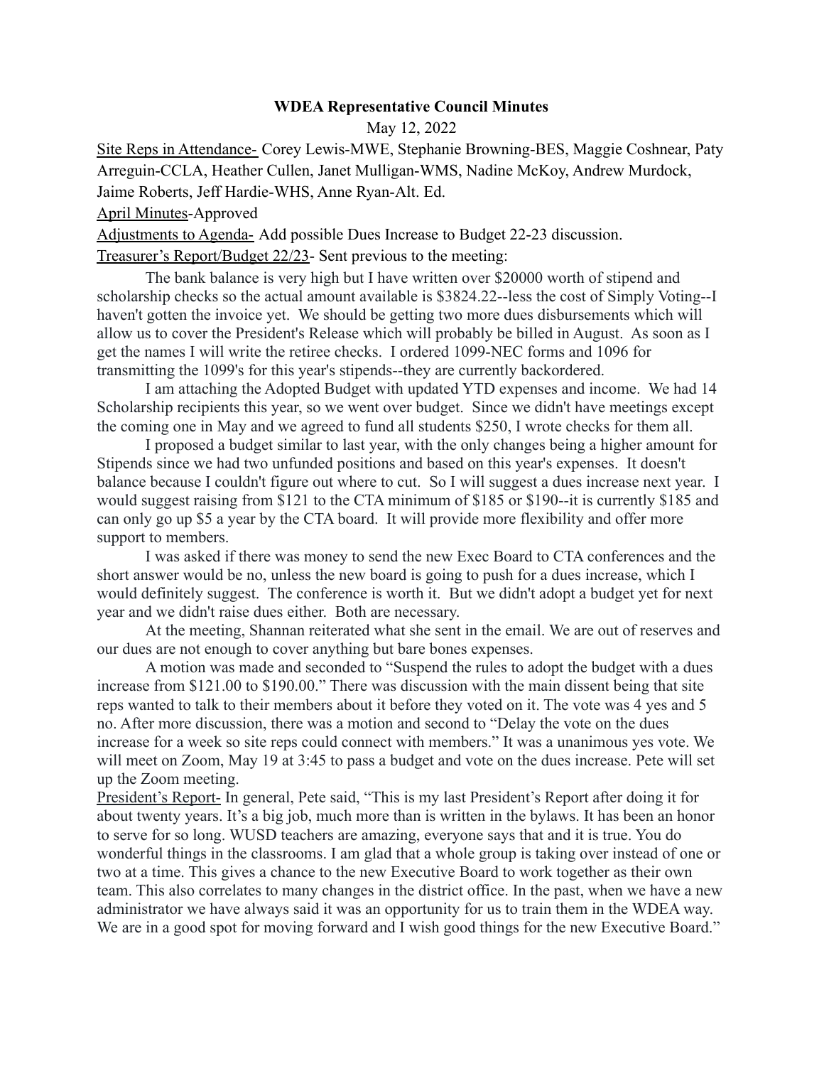**WDEA Representative Council Minutes**

May 12, 2022

Site Reps in Attendance- Corey Lewis-MWE, Stephanie Browning-BES, Maggie Coshnear, Paty Arreguin-CCLA, Heather Cullen, Janet Mulligan-WMS, Nadine McKoy, Andrew Murdock, Jaime Roberts, Jeff Hardie-WHS, Anne Ryan-Alt. Ed.

April Minutes-Approved

Adjustments to Agenda- Add possible Dues Increase to Budget 22-23 discussion.

Treasurer's Report/Budget 22/23- Sent previous to the meeting:

The bank balance is very high but I have written over $20000 worth of stipend and scholarship checks so the actual amount available is $3824.22--less the cost of Simply Voting--I haven't gotten the invoice yet. We should be getting two more dues disbursements which will allow us to cover the President's Release which will probably be billed in August. As soon as I get the names I will write the retiree checks. I ordered 1099-NEC forms and 1096 for transmitting the 1099's for this year's stipends--they are currently backordered.

I am attaching the Adopted Budget with updated YTD expenses and income. We had 14 Scholarship recipients this year, so we went over budget. Since we didn't have meetings except the coming one in May and we agreed to fund all students $250, I wrote checks for them all.

I proposed a budget similar to last year, with the only changes being a higher amount for Stipends since we had two unfunded positions and based on this year's expenses. It doesn't balance because I couldn't figure out where to cut. So I will suggest a dues increase next year. I would suggest raising from $121 to the CTA minimum of $185 or $190--it is currently $185 and can only go up $5 a year by the CTA board. It will provide more flexibility and offer more support to members.

I was asked if there was money to send the new Exec Board to CTA conferences and the short answer would be no, unless the new board is going to push for a dues increase, which I would definitely suggest. The conference is worth it. But we didn't adopt a budget yet for next year and we didn't raise dues either. Both are necessary.

At the meeting, Shannan reiterated what she sent in the email. We are out of reserves and our dues are not enough to cover anything but bare bones expenses.

A motion was made and seconded to "Suspend the rules to adopt the budget with a dues increase from $121.00 to $190.00." There was discussion with the main dissent being that site reps wanted to talk to their members about it before they voted on it. The vote was 4 yes and 5 no. After more discussion, there was a motion and second to "Delay the vote on the dues increase for a week so site reps could connect with members." It was a unanimous yes vote. We will meet on Zoom, May 19 at 3:45 to pass a budget and vote on the dues increase. Pete will set up the Zoom meeting.

President's Report- In general, Pete said, "This is my last President's Report after doing it for about twenty years. It's a big job, much more than is written in the bylaws. It has been an honor to serve for so long. WUSD teachers are amazing, everyone says that and it is true. You do wonderful things in the classrooms. I am glad that a whole group is taking over instead of one or two at a time. This gives a chance to the new Executive Board to work together as their own team. This also correlates to many changes in the district office. In the past, when we have a new administrator we have always said it was an opportunity for us to train them in the WDEA way. We are in a good spot for moving forward and I wish good things for the new Executive Board."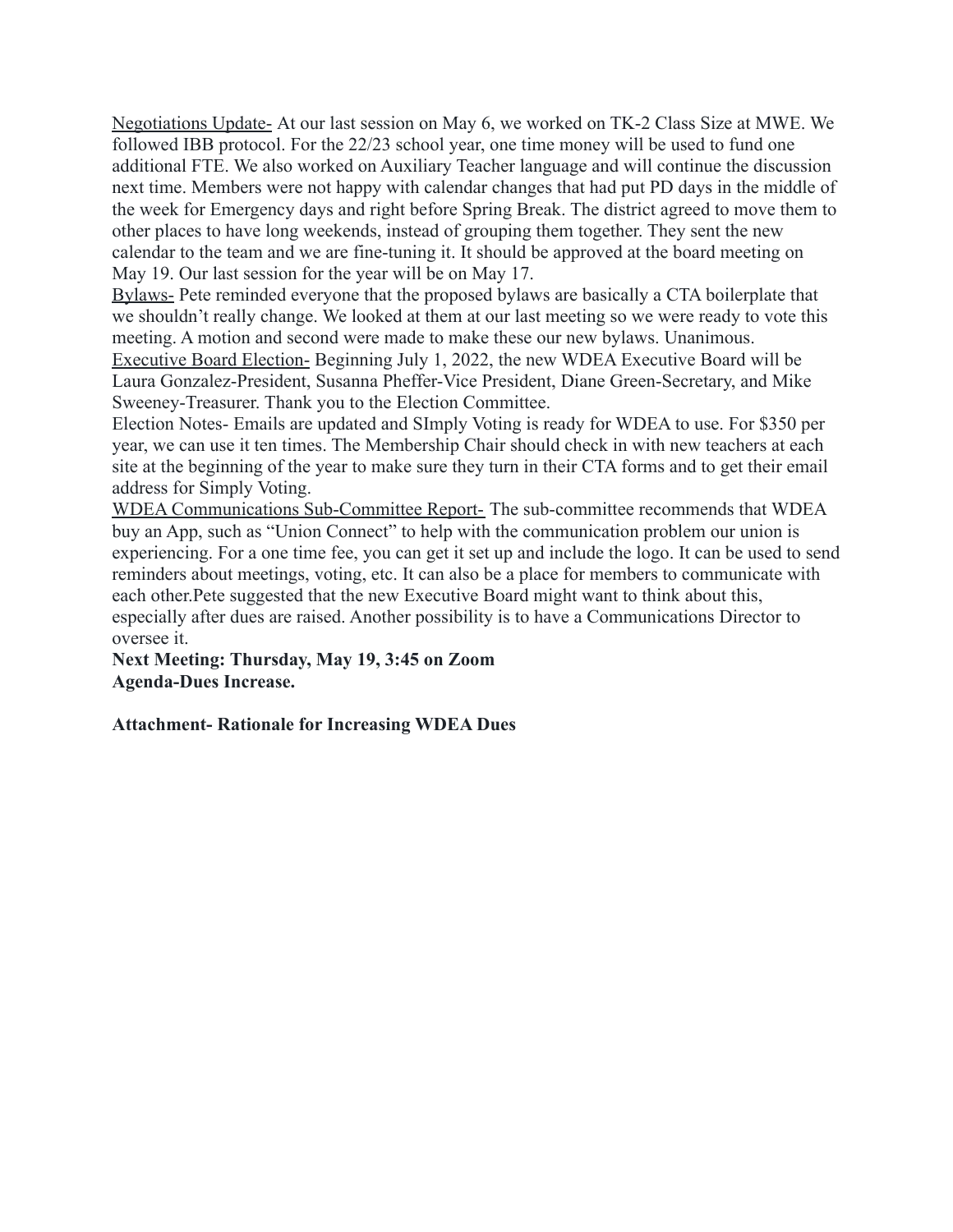<u>Negotiations Update-</u> At our last session on May 6, we worked on TK-2 Class Size at MWE. We followed IBB protocol. For the 22/23 school year, one time money will be used to fund one additional FTE. We also worked on Auxiliary Teacher language and will continue the discussion next time. Members were not happy with calendar changes that had put PD days in the middle of the week for Emergency days and right before Spring Break. The district agreed to move them to other places to have long weekends, instead of grouping them together. They sent the new calendar to the team and we are fine-tuning it. It should be approved at the board meeting on May 19. Our last session for the year will be on May 17.

<u>Bylaws-</u> Pete reminded everyone that the proposed bylaws are basically a CTA boilerplate that we shouldn't really change. We looked at them at our last meeting so we were ready to vote this meeting. A motion and second were made to make these our new bylaws. Unanimous.

<u>Executive Board Election-</u> Beginning July 1, 2022, the new WDEA Executive Board will be Laura Gonzalez-President, Susanna Pheffer-Vice President, Diane Green-Secretary, and Mike Sweeney-Treasurer. Thank you to the Election Committee.

Election Notes- Emails are updated and SImply Voting is ready for WDEA to use. For $350 per year, we can use it ten times. The Membership Chair should check in with new teachers at each site at the beginning of the year to make sure they turn in their CTA forms and to get their email address for Simply Voting.

<u>WDEA Communications Sub-Committee Report-</u> The sub-committee recommends that WDEA buy an App, such as "Union Connect" to help with the communication problem our union is experiencing. For a one time fee, you can get it set up and include the logo. It can be used to send reminders about meetings, voting, etc. It can also be a place for members to communicate with each other.Pete suggested that the new Executive Board might want to think about this, especially after dues are raised. Another possibility is to have a Communications Director to oversee it.

**Next Meeting: Thursday, May 19, 3:45 on Zoom**
**Agenda-Dues Increase.**

**Attachment- Rationale for Increasing WDEA Dues**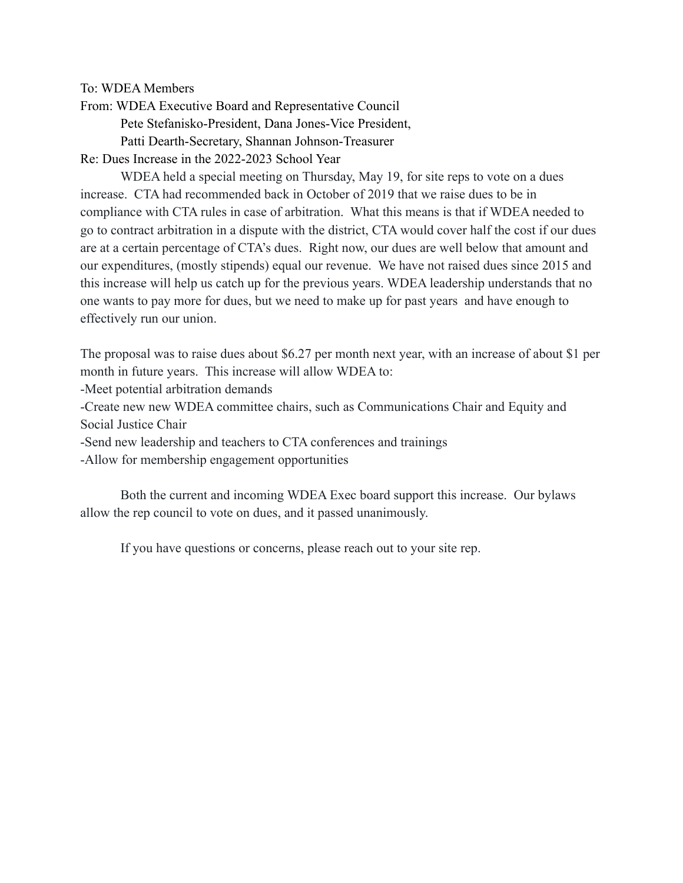To: WDEA Members

From: WDEA Executive Board and Representative Council

Pete Stefanisko-President, Dana Jones-Vice President,

Patti Dearth-Secretary, Shannan Johnson-Treasurer

Re: Dues Increase in the 2022-2023 School Year

WDEA held a special meeting on Thursday, May 19, for site reps to vote on a dues increase. CTA had recommended back in October of 2019 that we raise dues to be in compliance with CTA rules in case of arbitration. What this means is that if WDEA needed to go to contract arbitration in a dispute with the district, CTA would cover half the cost if our dues are at a certain percentage of CTA's dues. Right now, our dues are well below that amount and our expenditures, (mostly stipends) equal our revenue. We have not raised dues since 2015 and this increase will help us catch up for the previous years. WDEA leadership understands that no one wants to pay more for dues, but we need to make up for past years and have enough to effectively run our union.

The proposal was to raise dues about $6.27 per month next year, with an increase of about $1 per month in future years. This increase will allow WDEA to:

-Meet potential arbitration demands

-Create new new WDEA committee chairs, such as Communications Chair and Equity and Social Justice Chair

-Send new leadership and teachers to CTA conferences and trainings

-Allow for membership engagement opportunities

Both the current and incoming WDEA Exec board support this increase. Our bylaws allow the rep council to vote on dues, and it passed unanimously.

If you have questions or concerns, please reach out to your site rep.